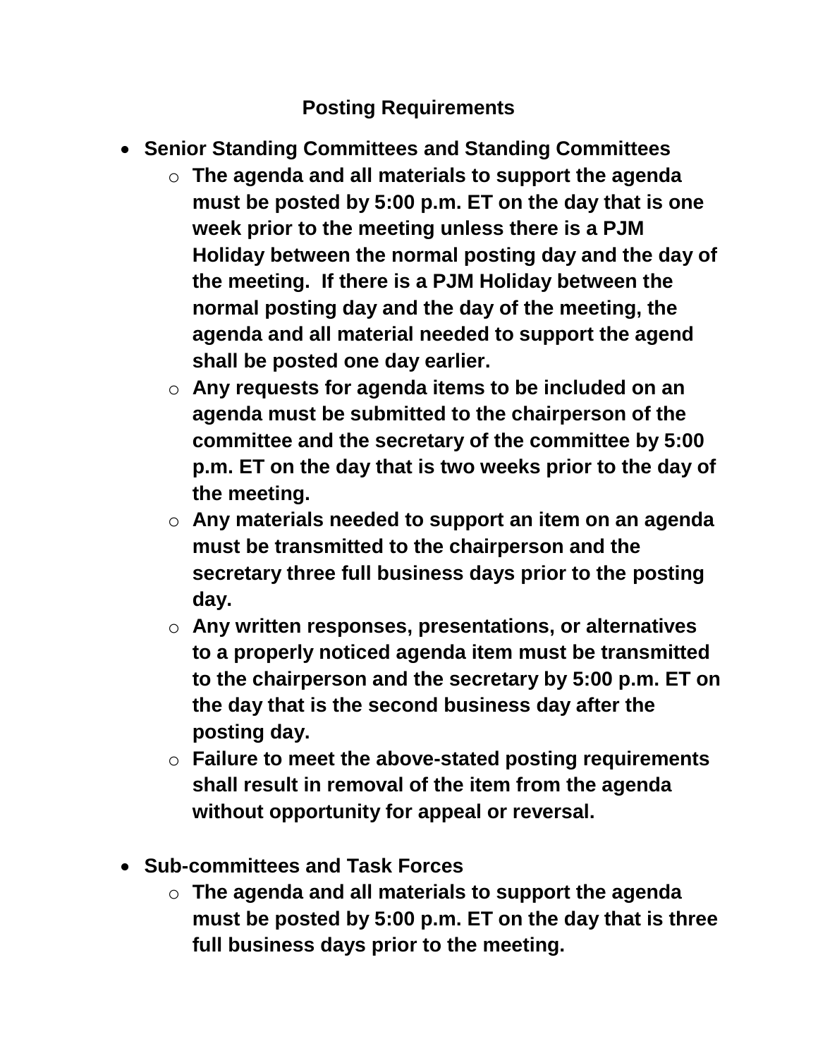## Posting Requirements

- **Senior Standing Committees and Standing Committees**
  - **The agenda and all materials to support the agenda must be posted by 5:00 p.m. ET on the day that is one week prior to the meeting unless there is a PJM Holiday between the normal posting day and the day of the meeting. If there is a PJM Holiday between the normal posting day and the day of the meeting, the agenda and all material needed to support the agend shall be posted one day earlier.**
  - **Any requests for agenda items to be included on an agenda must be submitted to the chairperson of the committee and the secretary of the committee by 5:00 p.m. ET on the day that is two weeks prior to the day of the meeting.**
  - **Any materials needed to support an item on an agenda must be transmitted to the chairperson and the secretary three full business days prior to the posting day.**
  - **Any written responses, presentations, or alternatives to a properly noticed agenda item must be transmitted to the chairperson and the secretary by 5:00 p.m. ET on the day that is the second business day after the posting day.**
  - **Failure to meet the above-stated posting requirements shall result in removal of the item from the agenda without opportunity for appeal or reversal.**

- **Sub-committees and Task Forces**
  - **The agenda and all materials to support the agenda must be posted by 5:00 p.m. ET on the day that is three full business days prior to the meeting.**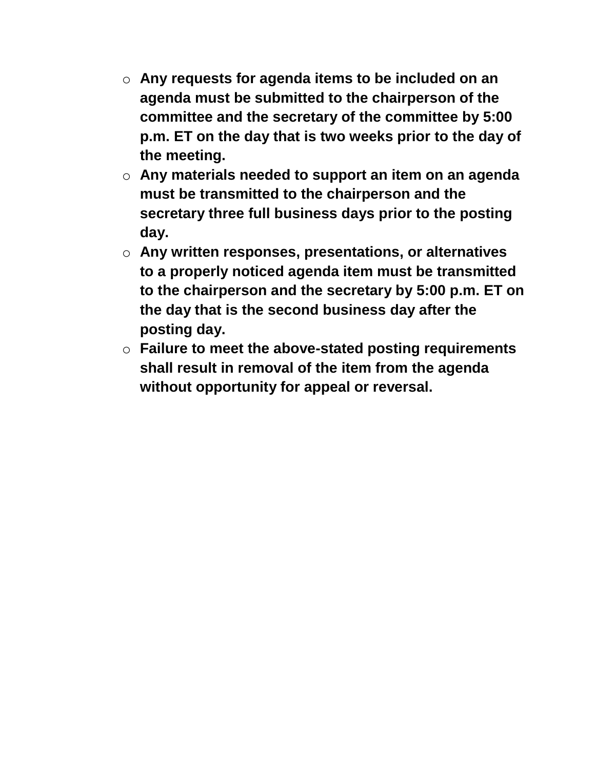- **Any requests for agenda items to be included on an agenda must be submitted to the chairperson of the committee and the secretary of the committee by 5:00 p.m. ET on the day that is two weeks prior to the day of the meeting.**
- **Any materials needed to support an item on an agenda must be transmitted to the chairperson and the secretary three full business days prior to the posting day.**
- **Any written responses, presentations, or alternatives to a properly noticed agenda item must be transmitted to the chairperson and the secretary by 5:00 p.m. ET on the day that is the second business day after the posting day.**
- **Failure to meet the above-stated posting requirements shall result in removal of the item from the agenda without opportunity for appeal or reversal.**